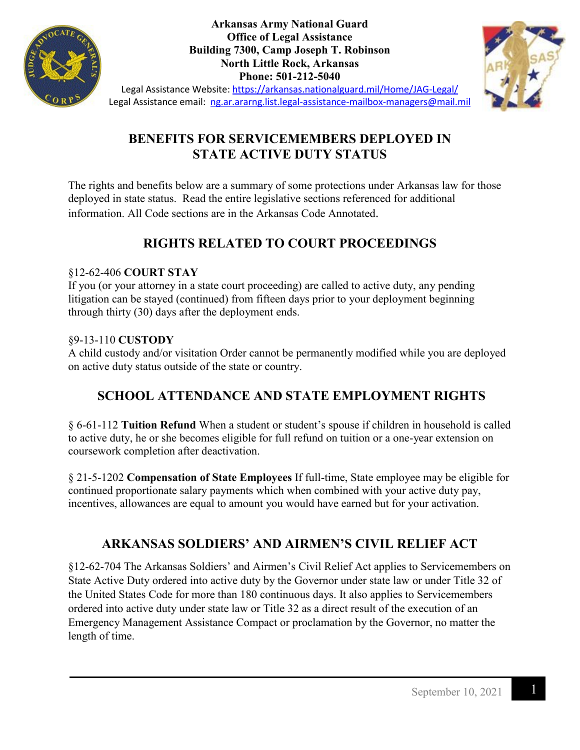**Arkansas Army National Guard**
**Office of Legal Assistance**
**Building 7300, Camp Joseph T. Robinson**
**North Little Rock, Arkansas**
**Phone: 501-212-5040**

Legal Assistance Website: https://arkansas.nationalguard.mil/Home/JAG-Legal/
Legal Assistance email: ng.ar.ararng.list.legal-assistance-mailbox-managers@mail.mil

# BENEFITS FOR SERVICEMEMBERS DEPLOYED IN STATE ACTIVE DUTY STATUS

The rights and benefits below are a summary of some protections under Arkansas law for those deployed in state status. Read the entire legislative sections referenced for additional information. All Code sections are in the Arkansas Code Annotated.

## RIGHTS RELATED TO COURT PROCEEDINGS

§12-62-406 **COURT STAY**
If you (or your attorney in a state court proceeding) are called to active duty, any pending litigation can be stayed (continued) from fifteen days prior to your deployment beginning through thirty (30) days after the deployment ends.

§9-13-110 **CUSTODY**
A child custody and/or visitation Order cannot be permanently modified while you are deployed on active duty status outside of the state or country.

## SCHOOL ATTENDANCE AND STATE EMPLOYMENT RIGHTS

§ 6-61-112 **Tuition Refund** When a student or student's spouse if children in household is called to active duty, he or she becomes eligible for full refund on tuition or a one-year extension on coursework completion after deactivation.

§ 21-5-1202 **Compensation of State Employees** If full-time, State employee may be eligible for continued proportionate salary payments which when combined with your active duty pay, incentives, allowances are equal to amount you would have earned but for your activation.

## ARKANSAS SOLDIERS' AND AIRMEN'S CIVIL RELIEF ACT

§12-62-704 The Arkansas Soldiers' and Airmen's Civil Relief Act applies to Servicemembers on State Active Duty ordered into active duty by the Governor under state law or under Title 32 of the United States Code for more than 180 continuous days. It also applies to Servicemembers ordered into active duty under state law or Title 32 as a direct result of the execution of an Emergency Management Assistance Compact or proclamation by the Governor, no matter the length of time.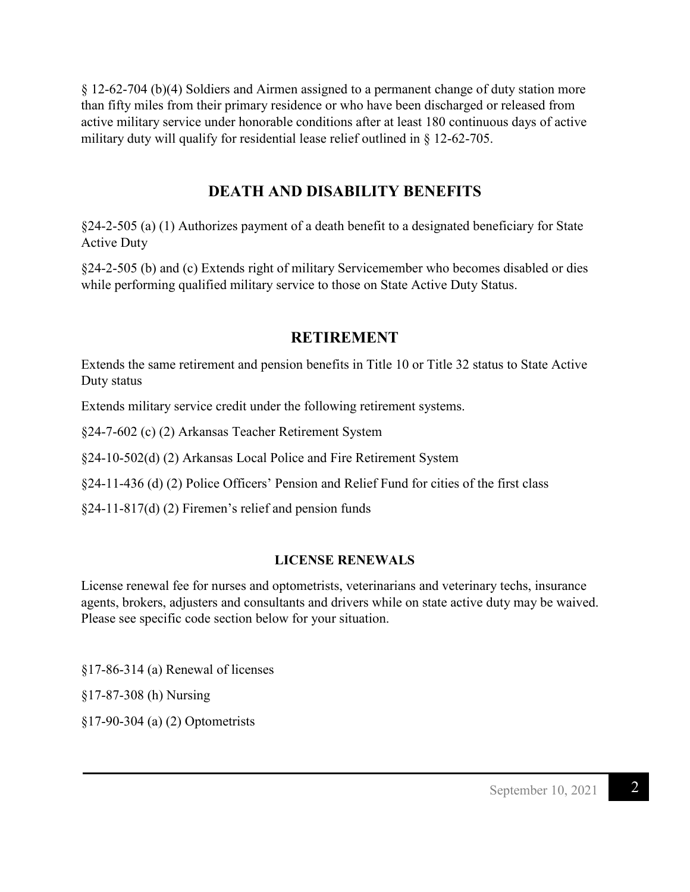§ 12-62-704 (b)(4) Soldiers and Airmen assigned to a permanent change of duty station more than fifty miles from their primary residence or who have been discharged or released from active military service under honorable conditions after at least 180 continuous days of active military duty will qualify for residential lease relief outlined in § 12-62-705.

## DEATH AND DISABILITY BENEFITS

§24-2-505 (a) (1) Authorizes payment of a death benefit to a designated beneficiary for State Active Duty

§24-2-505 (b) and (c) Extends right of military Servicemember who becomes disabled or dies while performing qualified military service to those on State Active Duty Status.

## RETIREMENT

Extends the same retirement and pension benefits in Title 10 or Title 32 status to State Active Duty status

Extends military service credit under the following retirement systems.

§24-7-602 (c) (2) Arkansas Teacher Retirement System

§24-10-502(d) (2) Arkansas Local Police and Fire Retirement System

§24-11-436 (d) (2) Police Officers' Pension and Relief Fund for cities of the first class

§24-11-817(d) (2) Firemen's relief and pension funds

### LICENSE RENEWALS

License renewal fee for nurses and optometrists, veterinarians and veterinary techs, insurance agents, brokers, adjusters and consultants and drivers while on state active duty may be waived. Please see specific code section below for your situation.

§17-86-314 (a) Renewal of licenses

§17-87-308 (h) Nursing

§17-90-304 (a) (2) Optometrists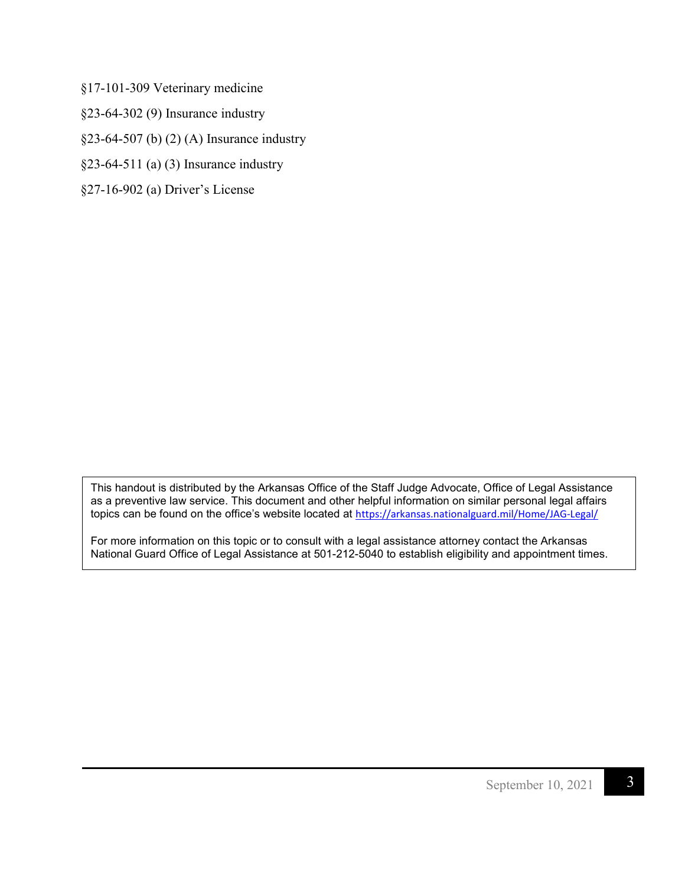§17-101-309 Veterinary medicine

§23-64-302 (9) Insurance industry

§23-64-507 (b) (2) (A) Insurance industry

§23-64-511 (a) (3) Insurance industry

§27-16-902 (a) Driver's License

> This handout is distributed by the Arkansas Office of the Staff Judge Advocate, Office of Legal Assistance as a preventive law service. This document and other helpful information on similar personal legal affairs topics can be found on the office's website located at https://arkansas.nationalguard.mil/Home/JAG-Legal/
>
> For more information on this topic or to consult with a legal assistance attorney contact the Arkansas National Guard Office of Legal Assistance at 501-212-5040 to establish eligibility and appointment times.